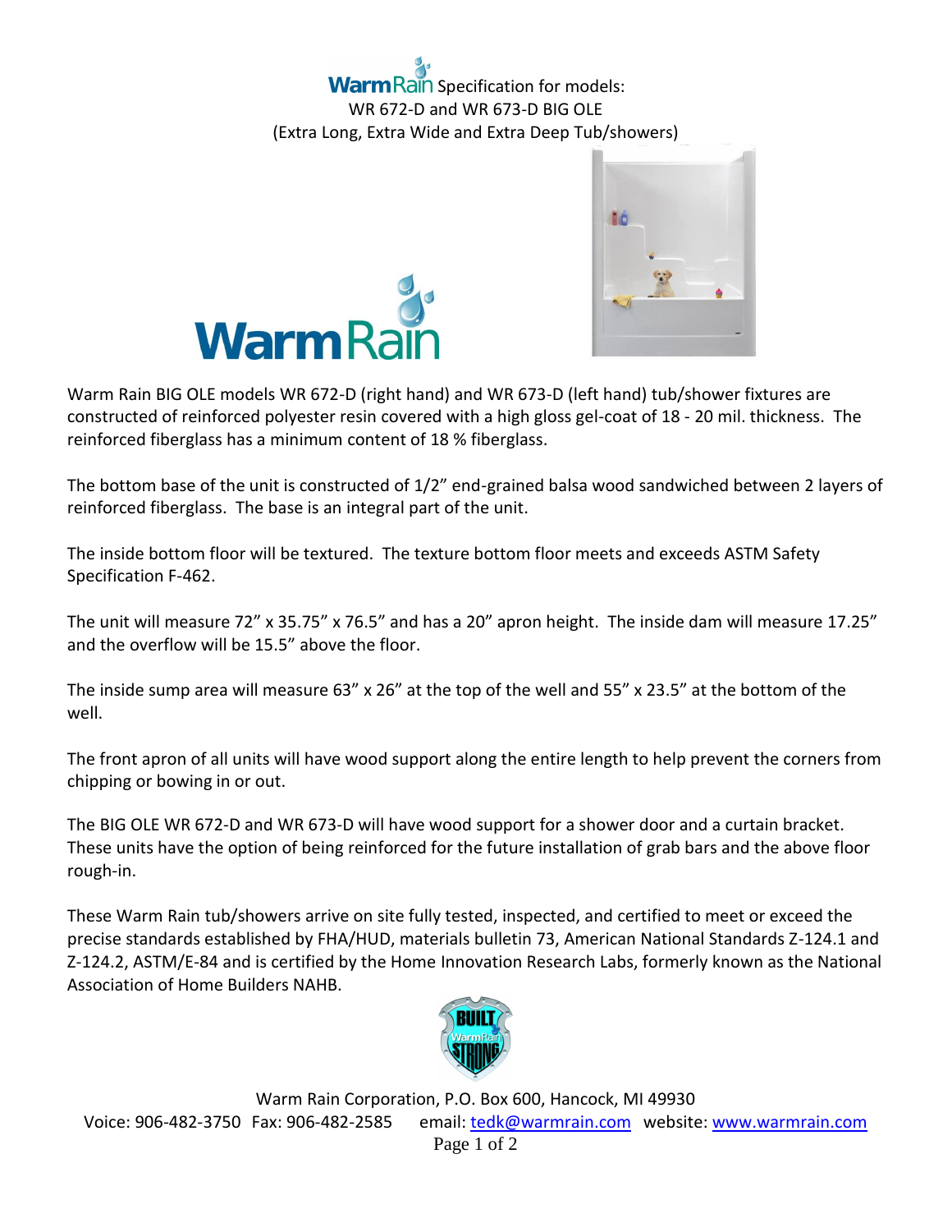# Warm Rain Specification for models: WR 672-D and WR 673-D BIG OLE (Extra Long, Extra Wide and Extra Deep Tub/showers)

Warm Rain BIG OLE models WR 672-D (right hand) and WR 673-D (left hand) tub/shower fixtures are constructed of reinforced polyester resin covered with a high gloss gel-coat of 18 - 20 mil. thickness. The reinforced fiberglass has a minimum content of 18 % fiberglass.

The bottom base of the unit is constructed of 1/2" end-grained balsa wood sandwiched between 2 layers of reinforced fiberglass. The base is an integral part of the unit.

The inside bottom floor will be textured. The texture bottom floor meets and exceeds ASTM Safety Specification F-462.

The unit will measure 72" x 35.75" x 76.5" and has a 20" apron height. The inside dam will measure 17.25" and the overflow will be 15.5" above the floor.

The inside sump area will measure 63" x 26" at the top of the well and 55" x 23.5" at the bottom of the well.

The front apron of all units will have wood support along the entire length to help prevent the corners from chipping or bowing in or out.

The BIG OLE WR 672-D and WR 673-D will have wood support for a shower door and a curtain bracket. These units have the option of being reinforced for the future installation of grab bars and the above floor rough-in.

These Warm Rain tub/showers arrive on site fully tested, inspected, and certified to meet or exceed the precise standards established by FHA/HUD, materials bulletin 73, American National Standards Z-124.1 and Z-124.2, ASTM/E-84 and is certified by the Home Innovation Research Labs, formerly known as the National Association of Home Builders NAHB.

Warm Rain Corporation, P.O. Box 600, Hancock, MI 49930
Voice: 906-482-3750 Fax: 906-482-2585 email: tedk@warmrain.com website: www.warmrain.com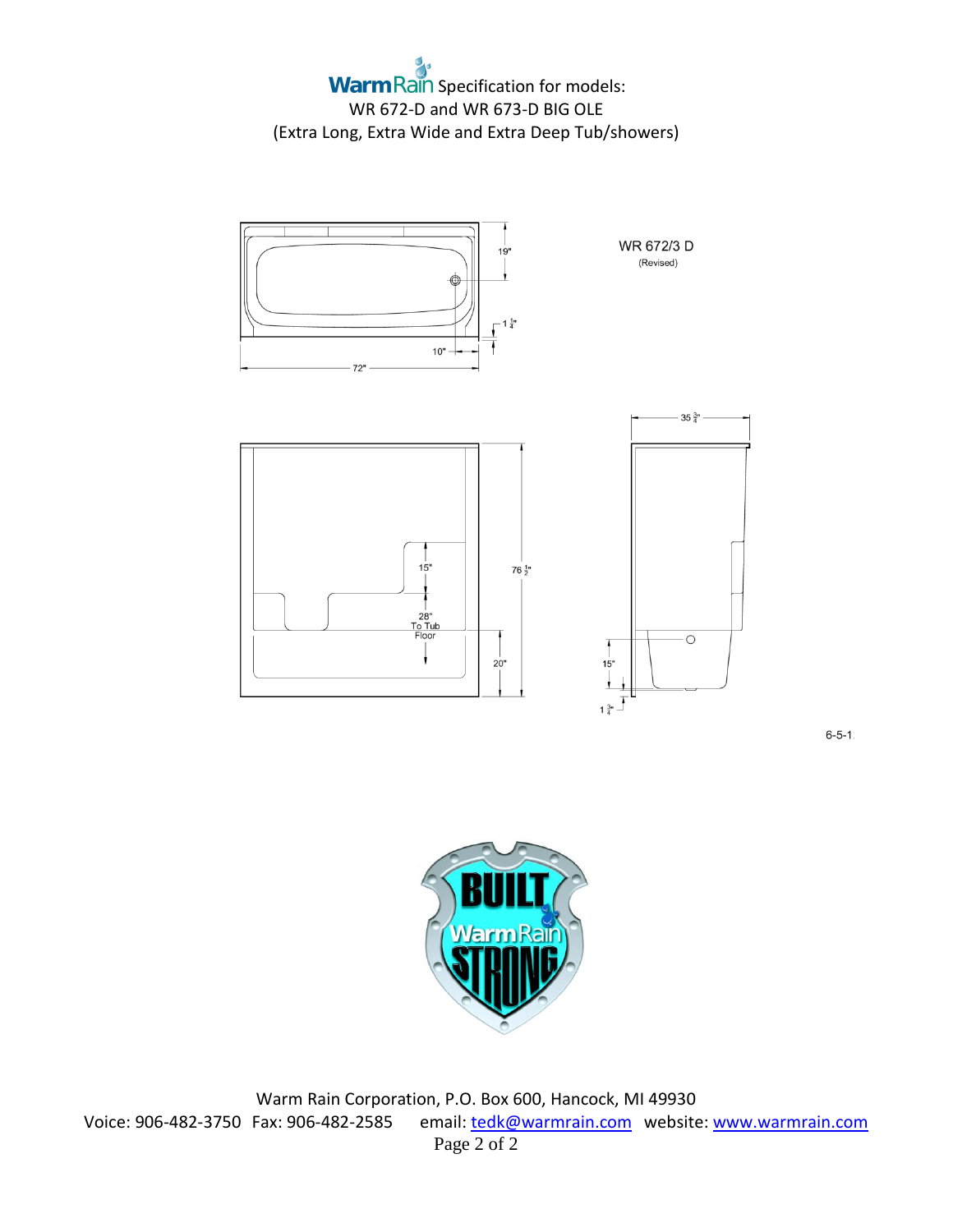WarmRain Specification for models:
WR 672-D and WR 673-D BIG OLE
(Extra Long, Extra Wide and Extra Deep Tub/showers)

19"

$1\frac{1}{4}$"

10"

72"

WR 672/3 D
(Revised)

$35\frac{3}{4}$"

15"

28"
To Tub
Floor

$76\frac{1}{2}$"

20"

15"

$1\frac{3}{4}$"

6-5-1

BUILT WarmRain STRONG

Warm Rain Corporation, P.O. Box 600, Hancock, MI 49930
Voice: 906-482-3750 Fax: 906-482-2585 email: tedk@warmrain.com website: www.warmrain.com